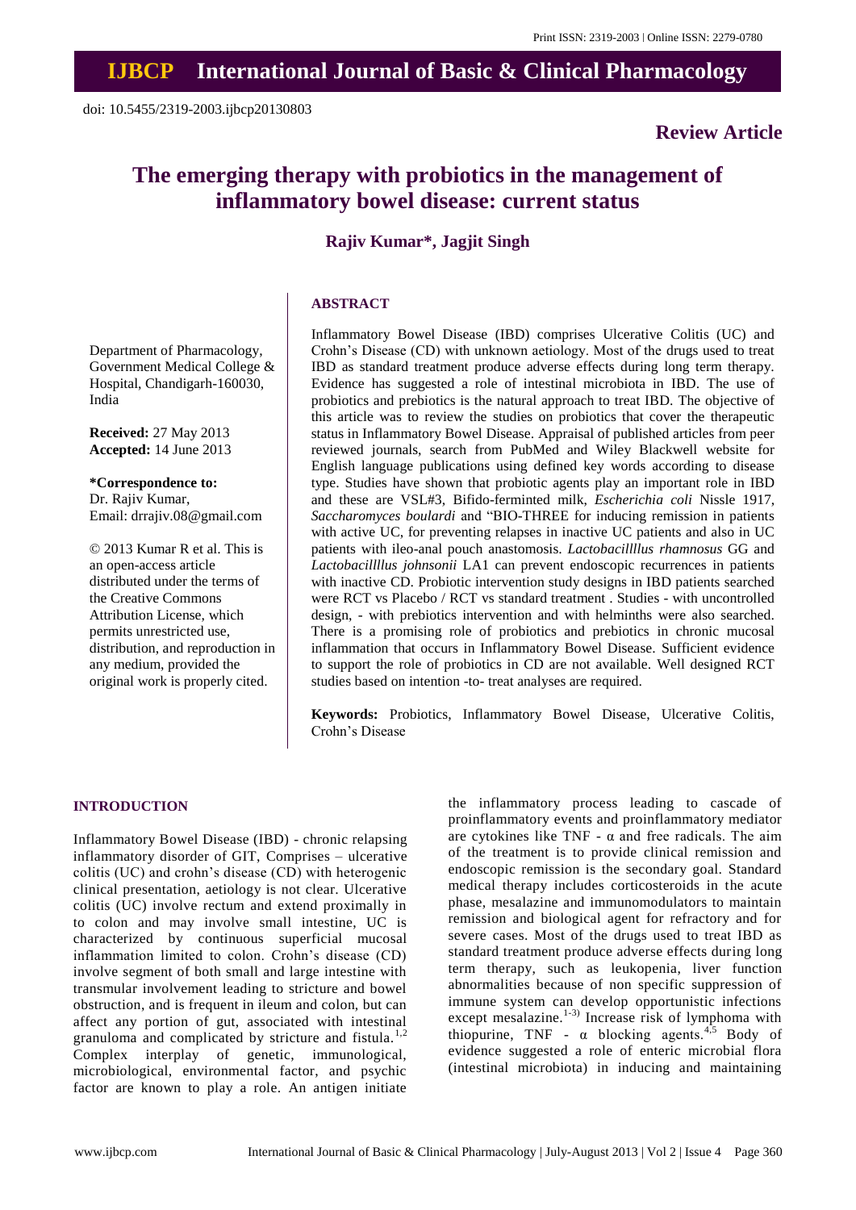# IJBCP International Journal of Basic & Clinical Pharmacology

doi: 10.5455/2319-2003.ijbcp20130803

**Review Article**

# The emerging therapy with probiotics in the management of inflammatory bowel disease: current status

**Rajiv Kumar\*, Jagjit Singh**

Department of Pharmacology, Government Medical College & Hospital, Chandigarh-160030, India

**Received:** 27 May 2013
**Accepted:** 14 June 2013

**\*Correspondence to:**
Dr. Rajiv Kumar,
Email: drrajiv.08@gmail.com

© 2013 Kumar R et al. This is an open-access article distributed under the terms of the Creative Commons Attribution License, which permits unrestricted use, distribution, and reproduction in any medium, provided the original work is properly cited.

## ABSTRACT

Inflammatory Bowel Disease (IBD) comprises Ulcerative Colitis (UC) and Crohn's Disease (CD) with unknown aetiology. Most of the drugs used to treat IBD as standard treatment produce adverse effects during long term therapy. Evidence has suggested a role of intestinal microbiota in IBD. The use of probiotics and prebiotics is the natural approach to treat IBD. The objective of this article was to review the studies on probiotics that cover the therapeutic status in Inflammatory Bowel Disease. Appraisal of published articles from peer reviewed journals, search from PubMed and Wiley Blackwell website for English language publications using defined key words according to disease type. Studies have shown that probiotic agents play an important role in IBD and these are VSL#3, Bifido-ferminted milk, *Escherichia coli* Nissle 1917, *Saccharomyces boulardi* and "BIO-THREE for inducing remission in patients with active UC, for preventing relapses in inactive UC patients and also in UC patients with ileo-anal pouch anastomosis. *Lactobacillllus rhamnosus* GG and *Lactobacillllus johnsonii* LA1 can prevent endoscopic recurrences in patients with inactive CD. Probiotic intervention study designs in IBD patients searched were RCT vs Placebo / RCT vs standard treatment . Studies - with uncontrolled design, - with prebiotics intervention and with helminths were also searched. There is a promising role of probiotics and prebiotics in chronic mucosal inflammation that occurs in Inflammatory Bowel Disease. Sufficient evidence to support the role of probiotics in CD are not available. Well designed RCT studies based on intention -to- treat analyses are required.

**Keywords:** Probiotics, Inflammatory Bowel Disease, Ulcerative Colitis, Crohn's Disease

## INTRODUCTION

Inflammatory Bowel Disease (IBD) - chronic relapsing inflammatory disorder of GIT, Comprises – ulcerative colitis (UC) and crohn's disease (CD) with heterogenic clinical presentation, aetiology is not clear. Ulcerative colitis (UC) involve rectum and extend proximally in to colon and may involve small intestine, UC is characterized by continuous superficial mucosal inflammation limited to colon. Crohn's disease (CD) involve segment of both small and large intestine with transmular involvement leading to stricture and bowel obstruction, and is frequent in ileum and colon, but can affect any portion of gut, associated with intestinal granuloma and complicated by stricture and fistula.[1,2] Complex interplay of genetic, immunological, microbiological, environmental factor, and psychic factor are known to play a role. An antigen initiate the inflammatory process leading to cascade of proinflammatory events and proinflammatory mediator are cytokines like TNF - α and free radicals. The aim of the treatment is to provide clinical remission and endoscopic remission is the secondary goal. Standard medical therapy includes corticosteroids in the acute phase, mesalazine and immunomodulators to maintain remission and biological agent for refractory and for severe cases. Most of the drugs used to treat IBD as standard treatment produce adverse effects during long term therapy, such as leukopenia, liver function abnormalities because of non specific suppression of immune system can develop opportunistic infections except mesalazine.[1-3] Increase risk of lymphoma with thiopurine, TNF - α blocking agents.[4,5] Body of evidence suggested a role of enteric microbial flora (intestinal microbiota) in inducing and maintaining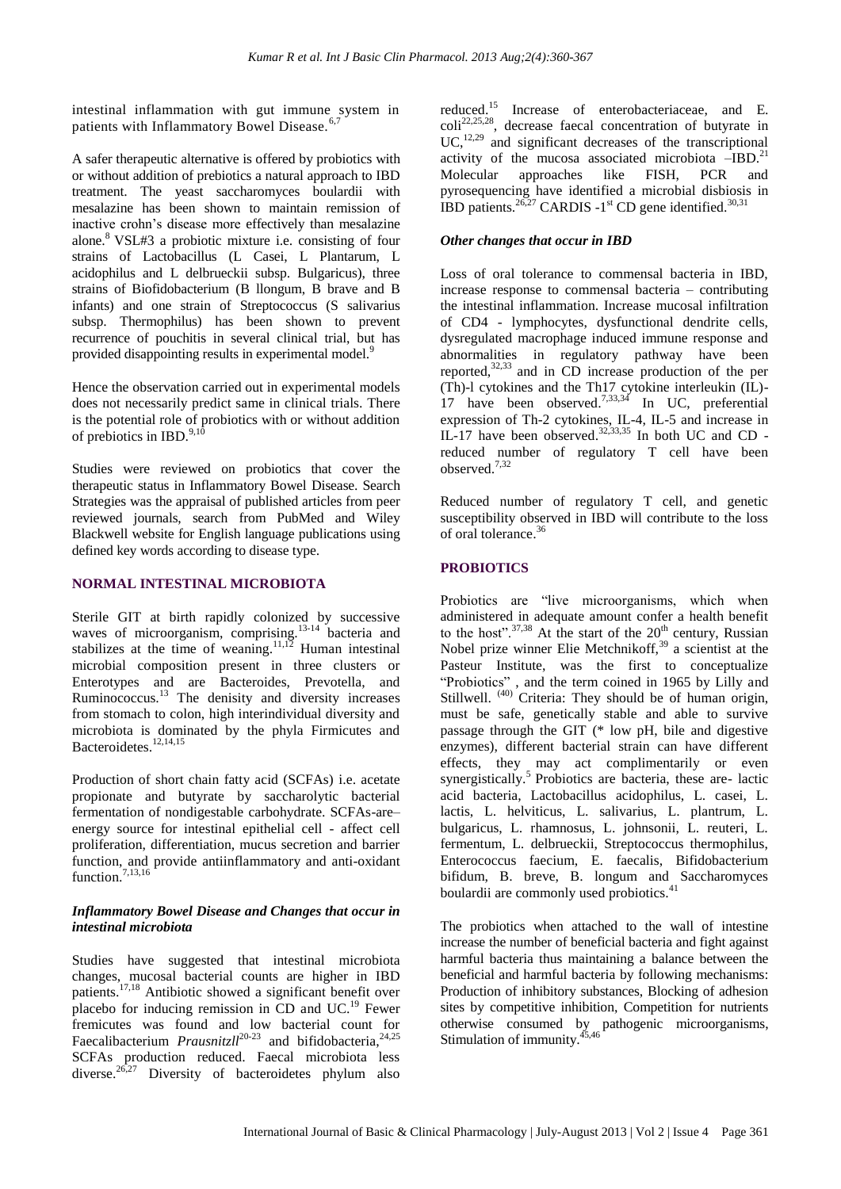intestinal inflammation with gut immune system in patients with Inflammatory Bowel Disease.[6,7]

A safer therapeutic alternative is offered by probiotics with or without addition of prebiotics a natural approach to IBD treatment. The yeast saccharomyces boulardii with mesalazine has been shown to maintain remission of inactive crohn's disease more effectively than mesalazine alone.[8] VSL#3 a probiotic mixture i.e. consisting of four strains of Lactobacillus (L Casei, L Plantarum, L acidophilus and L delbrueckii subsp. Bulgaricus), three strains of Biofidobacterium (B llongum, B brave and B infants) and one strain of Streptococcus (S salivarius subsp. Thermophilus) has been shown to prevent recurrence of pouchitis in several clinical trial, but has provided disappointing results in experimental model.[9]

Hence the observation carried out in experimental models does not necessarily predict same in clinical trials. There is the potential role of probiotics with or without addition of prebiotics in IBD.[9,10]

Studies were reviewed on probiotics that cover the therapeutic status in Inflammatory Bowel Disease. Search Strategies was the appraisal of published articles from peer reviewed journals, search from PubMed and Wiley Blackwell website for English language publications using defined key words according to disease type.

## NORMAL INTESTINAL MICROBIOTA

Sterile GIT at birth rapidly colonized by successive waves of microorganism, comprising.[13-14] bacteria and stabilizes at the time of weaning.[11,12] Human intestinal microbial composition present in three clusters or Enterotypes and are Bacteroides, Prevotella, and Ruminococcus.[13] The denisity and diversity increases from stomach to colon, high interindividual diversity and microbiota is dominated by the phyla Firmicutes and Bacteroidetes.[12,14,15]

Production of short chain fatty acid (SCFAs) i.e. acetate propionate and butyrate by saccharolytic bacterial fermentation of nondigestable carbohydrate. SCFAs-are– energy source for intestinal epithelial cell - affect cell proliferation, differentiation, mucus secretion and barrier function, and provide antiinflammatory and anti-oxidant function.[7,13,16]

### *Inflammatory Bowel Disease and Changes that occur in intestinal microbiota*

Studies have suggested that intestinal microbiota changes, mucosal bacterial counts are higher in IBD patients.[17,18] Antibiotic showed a significant benefit over placebo for inducing remission in CD and UC.[19] Fewer fremicutes was found and low bacterial count for Faecalibacterium *Prausnitzll*[20-23] and bifidobacteria,[24,25] SCFAs production reduced. Faecal microbiota less diverse.[26,27] Diversity of bacteroidetes phylum also reduced.[15] Increase of enterobacteriaceae, and E. coli[22,25,28], decrease faecal concentration of butyrate in UC,[12,29] and significant decreases of the transcriptional activity of the mucosa associated microbiota –IBD.[21] Molecular approaches like FISH, PCR and pyrosequencing have identified a microbial disbiosis in IBD patients.[26,27] CARDIS -1st CD gene identified.[30,31]

### *Other changes that occur in IBD*

Loss of oral tolerance to commensal bacteria in IBD, increase response to commensal bacteria – contributing the intestinal inflammation. Increase mucosal infiltration of CD4 - lymphocytes, dysfunctional dendrite cells, dysregulated macrophage induced immune response and abnormalities in regulatory pathway have been reported,[32,33] and in CD increase production of the per (Th)-l cytokines and the Th17 cytokine interleukin (IL)-17 have been observed.[7,33,34] In UC, preferential expression of Th-2 cytokines, IL-4, IL-5 and increase in IL-17 have been observed.[32,33,35] In both UC and CD - reduced number of regulatory T cell have been observed.[7,32]

Reduced number of regulatory T cell, and genetic susceptibility observed in IBD will contribute to the loss of oral tolerance.[36]

## PROBIOTICS

Probiotics are "live microorganisms, which when administered in adequate amount confer a health benefit to the host".[37,38] At the start of the 20th century, Russian Nobel prize winner Elie Metchnikoff,[39] a scientist at the Pasteur Institute, was the first to conceptualize "Probiotics" , and the term coined in 1965 by Lilly and Stillwell.[40] Criteria: They should be of human origin, must be safe, genetically stable and able to survive passage through the GIT (* low pH, bile and digestive enzymes), different bacterial strain can have different effects, they may act complimentarily or even synergistically.[5] Probiotics are bacteria, these are- lactic acid bacteria, Lactobacillus acidophilus, L. casei, L. lactis, L. helviticus, L. salivarius, L. plantrum, L. bulgaricus, L. rhamnosus, L. johnsonii, L. reuteri, L. fermentum, L. delbrueckii, Streptococcus thermophilus, Enterococcus faecium, E. faecalis, Bifidobacterium bifidum, B. breve, B. longum and Saccharomyces boulardii are commonly used probiotics.[41]

The probiotics when attached to the wall of intestine increase the number of beneficial bacteria and fight against harmful bacteria thus maintaining a balance between the beneficial and harmful bacteria by following mechanisms: Production of inhibitory substances, Blocking of adhesion sites by competitive inhibition, Competition for nutrients otherwise consumed by pathogenic microorganisms, Stimulation of immunity.[45,46]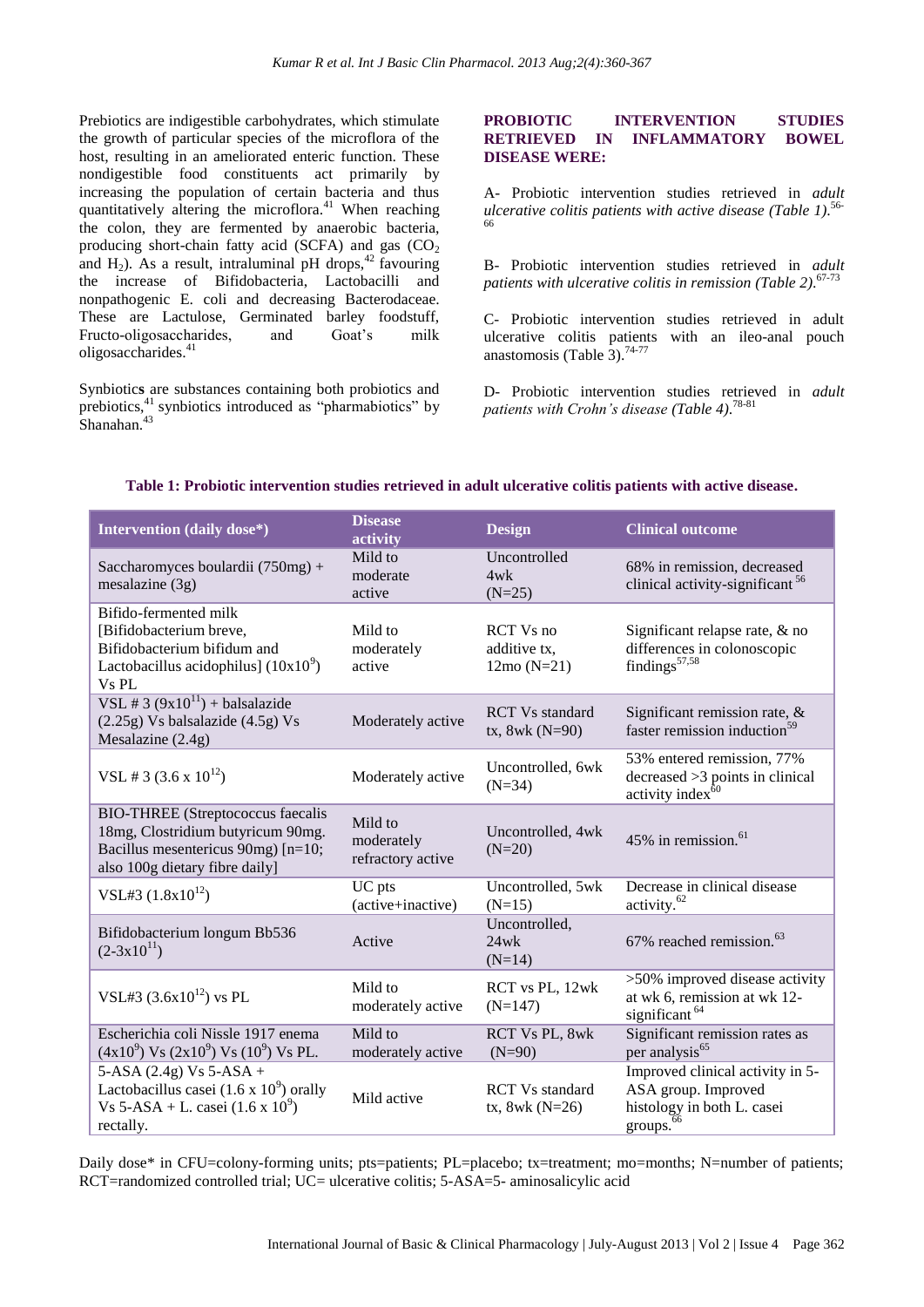Prebiotics are indigestible carbohydrates, which stimulate the growth of particular species of the microflora of the host, resulting in an ameliorated enteric function. These nondigestible food constituents act primarily by increasing the population of certain bacteria and thus quantitatively altering the microflora.[41] When reaching the colon, they are fermented by anaerobic bacteria, producing short-chain fatty acid (SCFA) and gas ($CO_2$ and $H_2$). As a result, intraluminal pH drops,[42] favouring the increase of Bifidobacteria, Lactobacilli and nonpathogenic E. coli and decreasing Bacterodaceae. These are Lactulose, Germinated barley foodstuff, Fructo-oligosaccharides, and Goat's milk oligosaccharides.[41]

Synbiotic**s** are substances containing both probiotics and prebiotics,[41] synbiotics introduced as "pharmabiotics" by Shanahan.[43]

## PROBIOTIC INTERVENTION STUDIES RETRIEVED IN INFLAMMATORY BOWEL DISEASE WERE:

A- Probiotic intervention studies retrieved in *adult ulcerative colitis patients with active disease (Table 1).*[56-66]

B- Probiotic intervention studies retrieved in *adult patients with ulcerative colitis in remission (Table 2).*[67-73]

C- Probiotic intervention studies retrieved in adult ulcerative colitis patients with an ileo-anal pouch anastomosis (Table 3).[74-77]

D- Probiotic intervention studies retrieved in *adult patients with Crohn's disease (Table 4).*[78-81]

**Table 1: Probiotic intervention studies retrieved in adult ulcerative colitis patients with active disease.**

| Intervention (daily dose*) | Disease activity | Design | Clinical outcome |
|---|---|---|---|
| Saccharomyces boulardii (750mg) + mesalazine (3g) | Mild to moderate active | Uncontrolled 4wk (N=25) | 68% in remission, decreased clinical activity-significant [56] |
| Bifido-fermented milk [Bifidobacterium breve, Bifidobacterium bifidum and Lactobacillus acidophilus] ($10x10^9$) Vs PL | Mild to moderately active | RCT Vs no additive tx, 12mo (N=21) | Significant relapse rate, & no differences in colonoscopic findings[57,58] |
| VSL # 3 ($9x10^{11}$) + balsalazide (2.25g) Vs balsalazide (4.5g) Vs Mesalazine (2.4g) | Moderately active | RCT Vs standard tx, 8wk (N=90) | Significant remission rate, & faster remission induction[59] |
| VSL # 3 ($3.6 \times 10^{12}$) | Moderately active | Uncontrolled, 6wk (N=34) | 53% entered remission, 77% decreased >3 points in clinical activity index[60] |
| BIO-THREE (Streptococcus faecalis 18mg, Clostridium butyricum 90mg. Bacillus mesentericus 90mg) [n=10; also 100g dietary fibre daily] | Mild to moderately refractory active | Uncontrolled, 4wk (N=20) | 45% in remission.[61] |
| VSL#3 ($1.8x10^{12}$) | UC pts (active+inactive) | Uncontrolled, 5wk (N=15) | Decrease in clinical disease activity.[62] |
| Bifidobacterium longum Bb536 ($2\text{-}3x10^{11}$) | Active | Uncontrolled, 24wk (N=14) | 67% reached remission.[63] |
| VSL#3 ($3.6x10^{12}$) vs PL | Mild to moderately active | RCT vs PL, 12wk (N=147) | >50% improved disease activity at wk 6, remission at wk 12-significant [64] |
| Escherichia coli Nissle 1917 enema ($4x10^9$) Vs ($2x10^9$) Vs ($10^9$) Vs PL. | Mild to moderately active | RCT Vs PL, 8wk (N=90) | Significant remission rates as per analysis[65] |
| 5-ASA (2.4g) Vs 5-ASA + Lactobacillus casei ($1.6 \times 10^9$) orally Vs 5-ASA + L. casei ($1.6 \times 10^9$) rectally. | Mild active | RCT Vs standard tx, 8wk (N=26) | Improved clinical activity in 5-ASA group. Improved histology in both L. casei groups.[66] |

Daily dose* in CFU=colony-forming units; pts=patients; PL=placebo; tx=treatment; mo=months; N=number of patients; RCT=randomized controlled trial; UC= ulcerative colitis; 5-ASA=5- aminosalicylic acid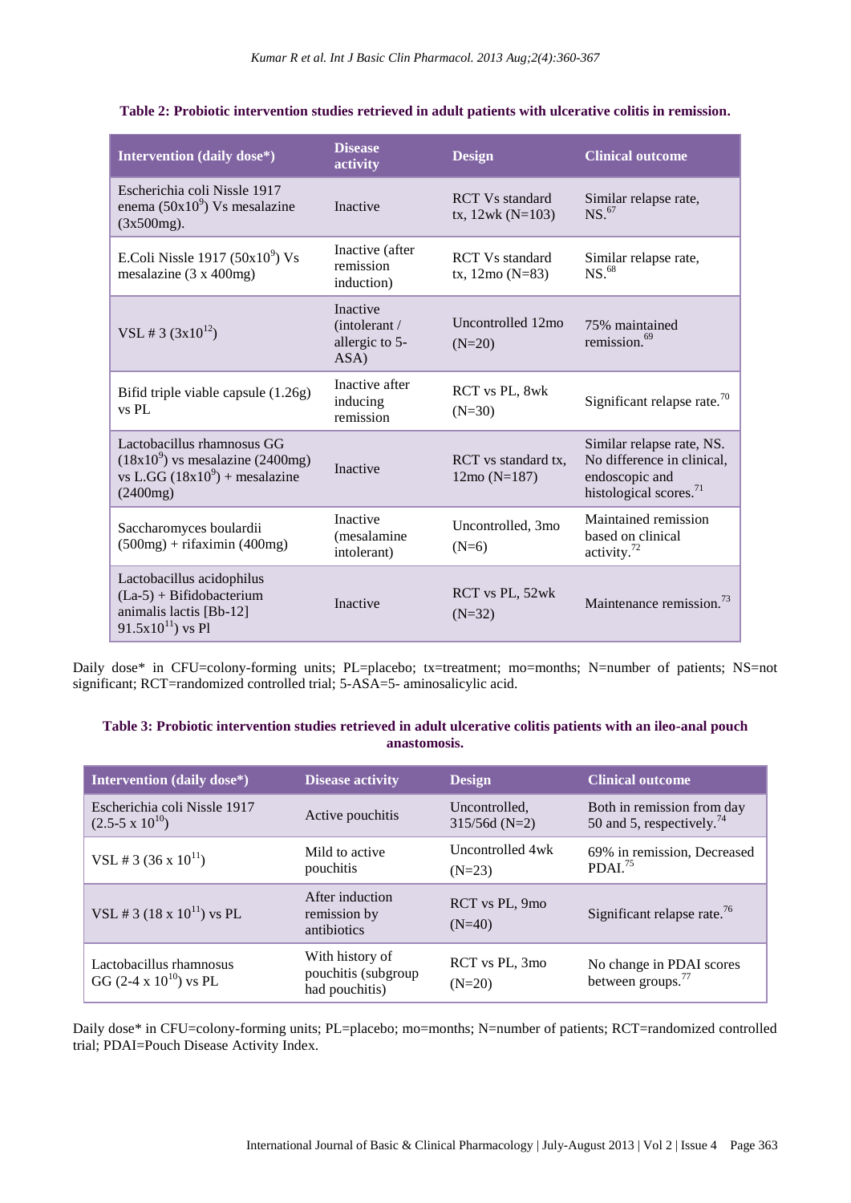**Table 2: Probiotic intervention studies retrieved in adult patients with ulcerative colitis in remission.**

| Intervention (daily dose*) | Disease activity | Design | Clinical outcome |
| --- | --- | --- | --- |
| Escherichia coli Nissle 1917 enema ($50x10^9$) Vs mesalazine (3x500mg). | Inactive | RCT Vs standard tx, 12wk (N=103) | Similar relapse rate, NS.[67] |
| E.Coli Nissle 1917 ($50x10^9$) Vs mesalazine (3 x 400mg) | Inactive (after remission induction) | RCT Vs standard tx, 12mo (N=83) | Similar relapse rate, NS.[68] |
| VSL # 3 ($3x10^{12}$) | Inactive (intolerant / allergic to 5-ASA) | Uncontrolled 12mo (N=20) | 75% maintained remission.[69] |
| Bifid triple viable capsule (1.26g) vs PL | Inactive after inducing remission | RCT vs PL, 8wk (N=30) | Significant relapse rate.[70] |
| Lactobacillus rhamnosus GG ($18x10^9$) vs mesalazine (2400mg) vs L.GG ($18x10^9$) + mesalazine (2400mg) | Inactive | RCT vs standard tx, 12mo (N=187) | Similar relapse rate, NS. No difference in clinical, endoscopic and histological scores.[71] |
| Saccharomyces boulardii (500mg) + rifaximin (400mg) | Inactive (mesalamine intolerant) | Uncontrolled, 3mo (N=6) | Maintained remission based on clinical activity.[72] |
| Lactobacillus acidophilus (La-5) + Bifidobacterium animalis lactis [Bb-12] $91.5x10^{11}$) vs Pl | Inactive | RCT vs PL, 52wk (N=32) | Maintenance remission.[73] |

Daily dose* in CFU=colony-forming units; PL=placebo; tx=treatment; mo=months; N=number of patients; NS=not significant; RCT=randomized controlled trial; 5-ASA=5- aminosalicylic acid.

**Table 3: Probiotic intervention studies retrieved in adult ulcerative colitis patients with an ileo-anal pouch anastomosis.**

| Intervention (daily dose*) | Disease activity | Design | Clinical outcome |
| --- | --- | --- | --- |
| Escherichia coli Nissle 1917 ($2.5\text{-}5 \times 10^{10}$) | Active pouchitis | Uncontrolled, 315/56d (N=2) | Both in remission from day 50 and 5, respectively.[74] |
| VSL # 3 ($36 \times 10^{11}$) | Mild to active pouchitis | Uncontrolled 4wk (N=23) | 69% in remission, Decreased PDAI.[75] |
| VSL # 3 ($18 \times 10^{11}$) vs PL | After induction remission by antibiotics | RCT vs PL, 9mo (N=40) | Significant relapse rate.[76] |
| Lactobacillus rhamnosus GG ($2\text{-}4 \times 10^{10}$) vs PL | With history of pouchitis (subgroup had pouchitis) | RCT vs PL, 3mo (N=20) | No change in PDAI scores between groups.[77] |

Daily dose* in CFU=colony-forming units; PL=placebo; mo=months; N=number of patients; RCT=randomized controlled trial; PDAI=Pouch Disease Activity Index.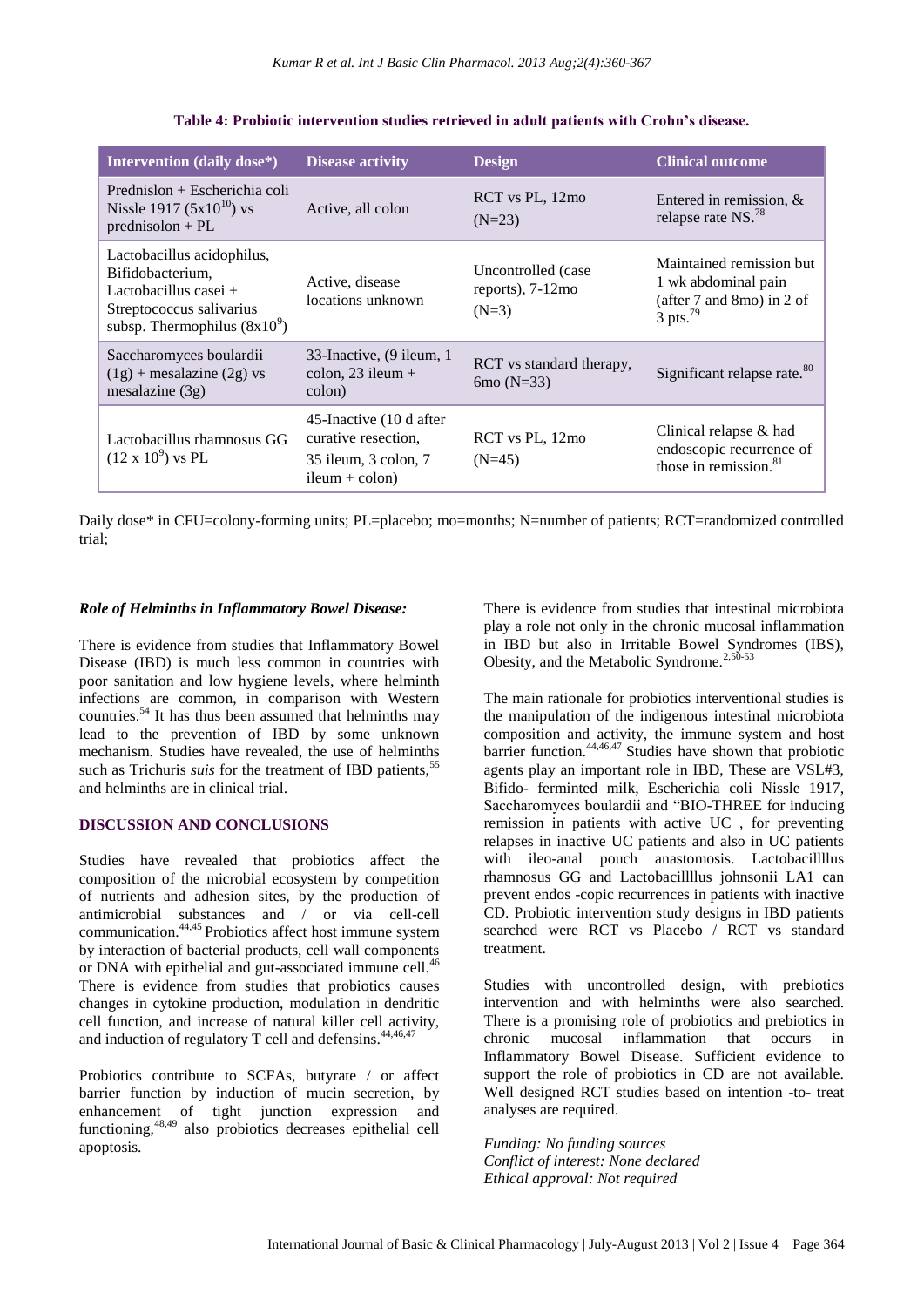**Table 4: Probiotic intervention studies retrieved in adult patients with Crohn's disease.**

| Intervention (daily dose*) | Disease activity | Design | Clinical outcome |
|---|---|---|---|
| Prednislon + Escherichia coli Nissle 1917 ($5x10^{10}$) vs prednisolon + PL | Active, all colon | RCT vs PL, 12mo (N=23) | Entered in remission, & relapse rate NS.[78] |
| Lactobacillus acidophilus, Bifidobacterium, Lactobacillus casei + Streptococcus salivarius subsp. Thermophilus ($8x10^9$) | Active, disease locations unknown | Uncontrolled (case reports), 7-12mo (N=3) | Maintained remission but 1 wk abdominal pain (after 7 and 8mo) in 2 of 3 pts.[79] |
| Saccharomyces boulardii (1g) + mesalazine (2g) vs mesalazine (3g) | 33-Inactive, (9 ileum, 1 colon, 23 ileum + colon) | RCT vs standard therapy, 6mo (N=33) | Significant relapse rate.[80] |
| Lactobacillus rhamnosus GG ($12 \times 10^9$) vs PL | 45-Inactive (10 d after curative resection, 35 ileum, 3 colon, 7 ileum + colon) | RCT vs PL, 12mo (N=45) | Clinical relapse & had endoscopic recurrence of those in remission.[81] |

Daily dose* in CFU=colony-forming units; PL=placebo; mo=months; N=number of patients; RCT=randomized controlled trial;

***Role of Helminths in Inflammatory Bowel Disease:***

There is evidence from studies that Inflammatory Bowel Disease (IBD) is much less common in countries with poor sanitation and low hygiene levels, where helminth infections are common, in comparison with Western countries.[54] It has thus been assumed that helminths may lead to the prevention of IBD by some unknown mechanism. Studies have revealed, the use of helminths such as Trichuris *suis* for the treatment of IBD patients,[55] and helminths are in clinical trial.

## DISCUSSION AND CONCLUSIONS

Studies have revealed that probiotics affect the composition of the microbial ecosystem by competition of nutrients and adhesion sites, by the production of antimicrobial substances and / or via cell-cell communication.[44,45] Probiotics affect host immune system by interaction of bacterial products, cell wall components or DNA with epithelial and gut-associated immune cell.[46] There is evidence from studies that probiotics causes changes in cytokine production, modulation in dendritic cell function, and increase of natural killer cell activity, and induction of regulatory T cell and defensins.[44,46,47]

Probiotics contribute to SCFAs, butyrate / or affect barrier function by induction of mucin secretion, by enhancement of tight junction expression and functioning,[48,49] also probiotics decreases epithelial cell apoptosis.

There is evidence from studies that intestinal microbiota play a role not only in the chronic mucosal inflammation in IBD but also in Irritable Bowel Syndromes (IBS), Obesity, and the Metabolic Syndrome.[2,50-53]

The main rationale for probiotics interventional studies is the manipulation of the indigenous intestinal microbiota composition and activity, the immune system and host barrier function.[44,46,47] Studies have shown that probiotic agents play an important role in IBD, These are VSL#3, Bifido- fermented milk, Escherichia coli Nissle 1917, Saccharomyces boulardii and "BIO-THREE for inducing remission in patients with active UC , for preventing relapses in inactive UC patients and also in UC patients with ileo-anal pouch anastomosis. Lactobacillllus rhamnosus GG and Lactobacillllus johnsonii LA1 can prevent endos -copic recurrences in patients with inactive CD. Probiotic intervention study designs in IBD patients searched were RCT vs Placebo / RCT vs standard treatment.

Studies with uncontrolled design, with prebiotics intervention and with helminths were also searched. There is a promising role of probiotics and prebiotics in chronic mucosal inflammation that occurs in Inflammatory Bowel Disease. Sufficient evidence to support the role of probiotics in CD are not available. Well designed RCT studies based on intention -to- treat analyses are required.

*Funding: No funding sources*
*Conflict of interest: None declared*
*Ethical approval: Not required*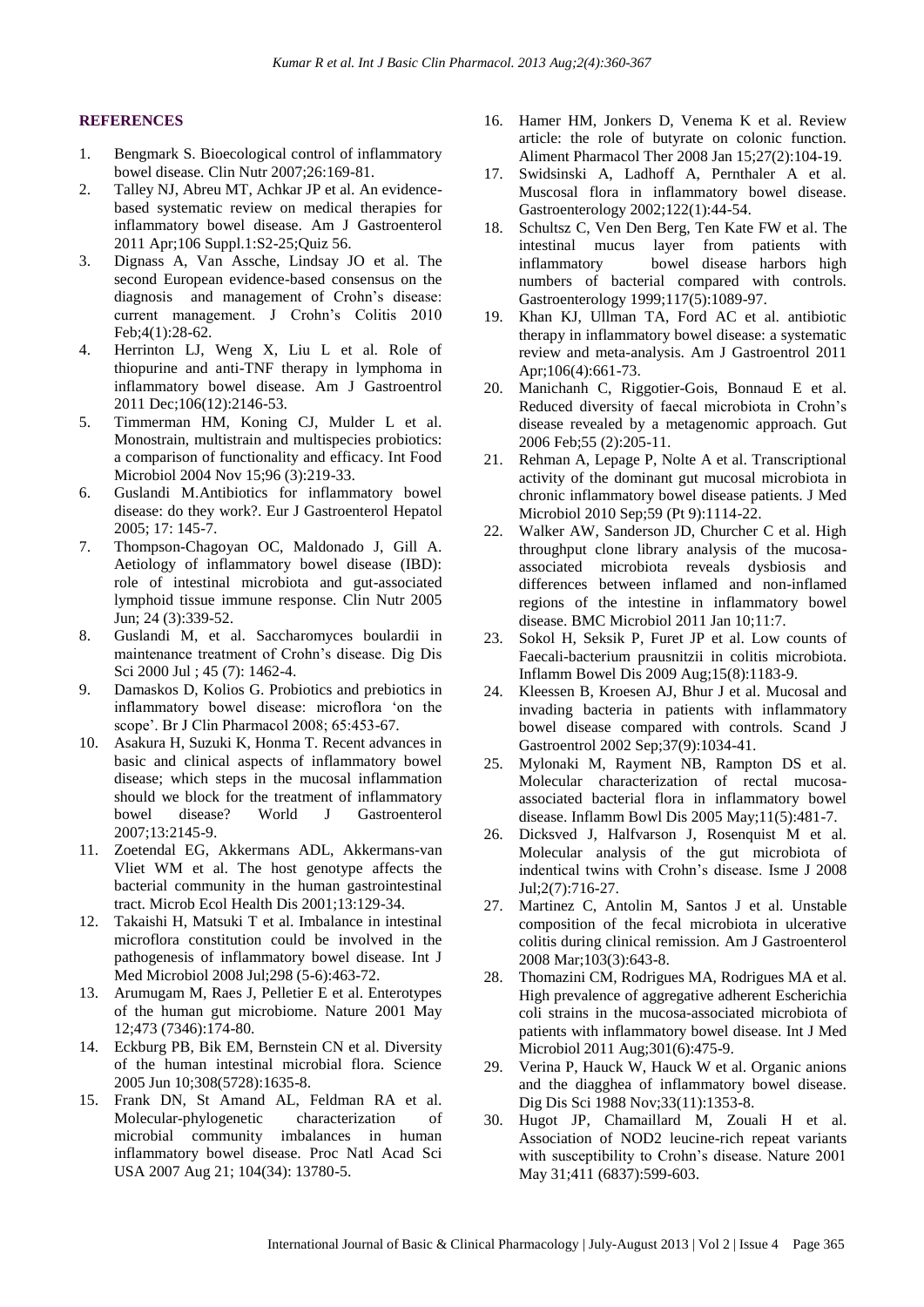**REFERENCES**

1. Bengmark S. Bioecological control of inflammatory bowel disease. Clin Nutr 2007;26:169-81.
2. Talley NJ, Abreu MT, Achkar JP et al. An evidence-based systematic review on medical therapies for inflammatory bowel disease. Am J Gastroenterol 2011 Apr;106 Suppl.1:S2-25;Quiz 56.
3. Dignass A, Van Assche, Lindsay JO et al. The second European evidence-based consensus on the diagnosis and management of Crohn's disease: current management. J Crohn's Colitis 2010 Feb;4(1):28-62.
4. Herrinton LJ, Weng X, Liu L et al. Role of thiopurine and anti-TNF therapy in lymphoma in inflammatory bowel disease. Am J Gastroentrol 2011 Dec;106(12):2146-53.
5. Timmerman HM, Koning CJ, Mulder L et al. Monostrain, multistrain and multispecies probiotics: a comparison of functionality and efficacy. Int Food Microbiol 2004 Nov 15;96 (3):219-33.
6. Guslandi M.Antibiotics for inflammatory bowel disease: do they work?. Eur J Gastroenterol Hepatol 2005; 17: 145-7.
7. Thompson-Chagoyan OC, Maldonado J, Gill A. Aetiology of inflammatory bowel disease (IBD): role of intestinal microbiota and gut-associated lymphoid tissue immune response. Clin Nutr 2005 Jun; 24 (3):339-52.
8. Guslandi M, et al. Saccharomyces boulardii in maintenance treatment of Crohn's disease. Dig Dis Sci 2000 Jul ; 45 (7): 1462-4.
9. Damaskos D, Kolios G. Probiotics and prebiotics in inflammatory bowel disease: microflora 'on the scope'. Br J Clin Pharmacol 2008; 65:453-67.
10. Asakura H, Suzuki K, Honma T. Recent advances in basic and clinical aspects of inflammatory bowel disease; which steps in the mucosal inflammation should we block for the treatment of inflammatory bowel disease? World J Gastroenterol 2007;13:2145-9.
11. Zoetendal EG, Akkermans ADL, Akkermans-van Vliet WM et al. The host genotype affects the bacterial community in the human gastrointestinal tract. Microb Ecol Health Dis 2001;13:129-34.
12. Takaishi H, Matsuki T et al. Imbalance in intestinal microflora constitution could be involved in the pathogenesis of inflammatory bowel disease. Int J Med Microbiol 2008 Jul;298 (5-6):463-72.
13. Arumugam M, Raes J, Pelletier E et al. Enterotypes of the human gut microbiome. Nature 2001 May 12;473 (7346):174-80.
14. Eckburg PB, Bik EM, Bernstein CN et al. Diversity of the human intestinal microbial flora. Science 2005 Jun 10;308(5728):1635-8.
15. Frank DN, St Amand AL, Feldman RA et al. Molecular-phylogenetic characterization of microbial community imbalances in human inflammatory bowel disease. Proc Natl Acad Sci USA 2007 Aug 21; 104(34): 13780-5.
16. Hamer HM, Jonkers D, Venema K et al. Review article: the role of butyrate on colonic function. Aliment Pharmacol Ther 2008 Jan 15;27(2):104-19.
17. Swidsinski A, Ladhoff A, Pernthaler A et al. Muscosal flora in inflammatory bowel disease. Gastroenterology 2002;122(1):44-54.
18. Schultsz C, Ven Den Berg, Ten Kate FW et al. The intestinal mucus layer from patients with inflammatory bowel disease harbors high numbers of bacterial compared with controls. Gastroenterology 1999;117(5):1089-97.
19. Khan KJ, Ullman TA, Ford AC et al. antibiotic therapy in inflammatory bowel disease: a systematic review and meta-analysis. Am J Gastroentrol 2011 Apr;106(4):661-73.
20. Manichanh C, Riggotier-Gois, Bonnaud E et al. Reduced diversity of faecal microbiota in Crohn's disease revealed by a metagenomic approach. Gut 2006 Feb;55 (2):205-11.
21. Rehman A, Lepage P, Nolte A et al. Transcriptional activity of the dominant gut mucosal microbiota in chronic inflammatory bowel disease patients. J Med Microbiol 2010 Sep;59 (Pt 9):1114-22.
22. Walker AW, Sanderson JD, Churcher C et al. High throughput clone library analysis of the mucosa-associated microbiota reveals dysbiosis and differences between inflamed and non-inflamed regions of the intestine in inflammatory bowel disease. BMC Microbiol 2011 Jan 10;11:7.
23. Sokol H, Seksik P, Furet JP et al. Low counts of Faecali-bacterium prausnitzii in colitis microbiota. Inflamm Bowel Dis 2009 Aug;15(8):1183-9.
24. Kleessen B, Kroesen AJ, Bhur J et al. Mucosal and invading bacteria in patients with inflammatory bowel disease compared with controls. Scand J Gastroentrol 2002 Sep;37(9):1034-41.
25. Mylonaki M, Rayment NB, Rampton DS et al. Molecular characterization of rectal mucosa-associated bacterial flora in inflammatory bowel disease. Inflamm Bowl Dis 2005 May;11(5):481-7.
26. Dicksved J, Halfvarson J, Rosenquist M et al. Molecular analysis of the gut microbiota of indentical twins with Crohn's disease. Isme J 2008 Jul;2(7):716-27.
27. Martinez C, Antolin M, Santos J et al. Unstable composition of the fecal microbiota in ulcerative colitis during clinical remission. Am J Gastroenterol 2008 Mar;103(3):643-8.
28. Thomazini CM, Rodrigues MA, Rodrigues MA et al. High prevalence of aggregative adherent Escherichia coli strains in the mucosa-associated microbiota of patients with inflammatory bowel disease. Int J Med Microbiol 2011 Aug;301(6):475-9.
29. Verina P, Hauck W, Hauck W et al. Organic anions and the diagghea of inflammatory bowel disease. Dig Dis Sci 1988 Nov;33(11):1353-8.
30. Hugot JP, Chamaillard M, Zouali H et al. Association of NOD2 leucine-rich repeat variants with susceptibility to Crohn's disease. Nature 2001 May 31;411 (6837):599-603.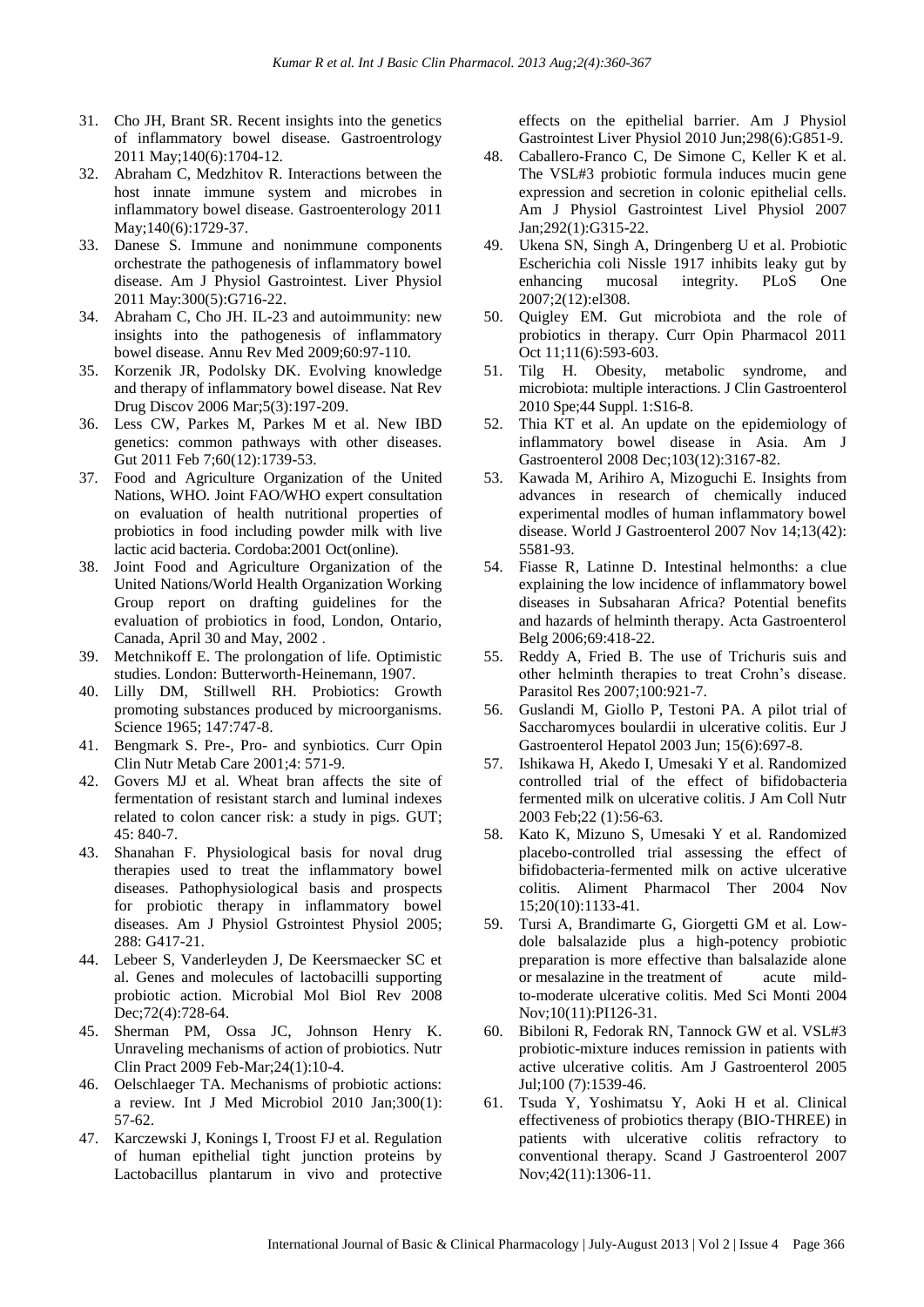31. Cho JH, Brant SR. Recent insights into the genetics of inflammatory bowel disease. Gastroentrology 2011 May;140(6):1704-12.
32. Abraham C, Medzhitov R. Interactions between the host innate immune system and microbes in inflammatory bowel disease. Gastroenterology 2011 May;140(6):1729-37.
33. Danese S. Immune and nonimmune components orchestrate the pathogenesis of inflammatory bowel disease. Am J Physiol Gastrointest. Liver Physiol 2011 May:300(5):G716-22.
34. Abraham C, Cho JH. IL-23 and autoimmunity: new insights into the pathogenesis of inflammatory bowel disease. Annu Rev Med 2009;60:97-110.
35. Korzenik JR, Podolsky DK. Evolving knowledge and therapy of inflammatory bowel disease. Nat Rev Drug Discov 2006 Mar;5(3):197-209.
36. Less CW, Parkes M, Parkes M et al. New IBD genetics: common pathways with other diseases. Gut 2011 Feb 7;60(12):1739-53.
37. Food and Agriculture Organization of the United Nations, WHO. Joint FAO/WHO expert consultation on evaluation of health nutritional properties of probiotics in food including powder milk with live lactic acid bacteria. Cordoba:2001 Oct(online).
38. Joint Food and Agriculture Organization of the United Nations/World Health Organization Working Group report on drafting guidelines for the evaluation of probiotics in food, London, Ontario, Canada, April 30 and May, 2002 .
39. Metchnikoff E. The prolongation of life. Optimistic studies. London: Butterworth-Heinemann, 1907.
40. Lilly DM, Stillwell RH. Probiotics: Growth promoting substances produced by microorganisms. Science 1965; 147:747-8.
41. Bengmark S. Pre-, Pro- and synbiotics. Curr Opin Clin Nutr Metab Care 2001;4: 571-9.
42. Govers MJ et al. Wheat bran affects the site of fermentation of resistant starch and luminal indexes related to colon cancer risk: a study in pigs. GUT; 45: 840-7.
43. Shanahan F. Physiological basis for noval drug therapies used to treat the inflammatory bowel diseases. Pathophysiological basis and prospects for probiotic therapy in inflammatory bowel diseases. Am J Physiol Gstrointest Physiol 2005; 288: G417-21.
44. Lebeer S, Vanderleyden J, De Keersmaecker SC et al. Genes and molecules of lactobacilli supporting probiotic action. Microbial Mol Biol Rev 2008 Dec;72(4):728-64.
45. Sherman PM, Ossa JC, Johnson Henry K. Unraveling mechanisms of action of probiotics. Nutr Clin Pract 2009 Feb-Mar;24(1):10-4.
46. Oelschlaeger TA. Mechanisms of probiotic actions: a review. Int J Med Microbiol 2010 Jan;300(1): 57-62.
47. Karczewski J, Konings I, Troost FJ et al. Regulation of human epithelial tight junction proteins by Lactobacillus plantarum in vivo and protective effects on the epithelial barrier. Am J Physiol Gastrointest Liver Physiol 2010 Jun;298(6):G851-9.
48. Caballero-Franco C, De Simone C, Keller K et al. The VSL#3 probiotic formula induces mucin gene expression and secretion in colonic epithelial cells. Am J Physiol Gastrointest Livel Physiol 2007 Jan;292(1):G315-22.
49. Ukena SN, Singh A, Dringenberg U et al. Probiotic Escherichia coli Nissle 1917 inhibits leaky gut by enhancing mucosal integrity. PLoS One 2007;2(12):el308.
50. Quigley EM. Gut microbiota and the role of probiotics in therapy. Curr Opin Pharmacol 2011 Oct 11;11(6):593-603.
51. Tilg H. Obesity, metabolic syndrome, and microbiota: multiple interactions. J Clin Gastroenterol 2010 Spe;44 Suppl. 1:S16-8.
52. Thia KT et al. An update on the epidemiology of inflammatory bowel disease in Asia. Am J Gastroenterol 2008 Dec;103(12):3167-82.
53. Kawada M, Arihiro A, Mizoguchi E. Insights from advances in research of chemically induced experimental modles of human inflammatory bowel disease. World J Gastroenterol 2007 Nov 14;13(42): 5581-93.
54. Fiasse R, Latinne D. Intestinal helmonths: a clue explaining the low incidence of inflammatory bowel diseases in Subsaharan Africa? Potential benefits and hazards of helminth therapy. Acta Gastroenterol Belg 2006;69:418-22.
55. Reddy A, Fried B. The use of Trichuris suis and other helminth therapies to treat Crohn's disease. Parasitol Res 2007;100:921-7.
56. Guslandi M, Giollo P, Testoni PA. A pilot trial of Saccharomyces boulardii in ulcerative colitis. Eur J Gastroenterol Hepatol 2003 Jun; 15(6):697-8.
57. Ishikawa H, Akedo I, Umesaki Y et al. Randomized controlled trial of the effect of bifidobacteria fermented milk on ulcerative colitis. J Am Coll Nutr 2003 Feb;22 (1):56-63.
58. Kato K, Mizuno S, Umesaki Y et al. Randomized placebo-controlled trial assessing the effect of bifidobacteria-fermented milk on active ulcerative colitis. Aliment Pharmacol Ther 2004 Nov 15;20(10):1133-41.
59. Tursi A, Brandimarte G, Giorgetti GM et al. Low-dole balsalazide plus a high-potency probiotic preparation is more effective than balsalazide alone or mesalazine in the treatment of acute mild-to-moderate ulcerative colitis. Med Sci Monti 2004 Nov;10(11):PI126-31.
60. Bibiloni R, Fedorak RN, Tannock GW et al. VSL#3 probiotic-mixture induces remission in patients with active ulcerative colitis. Am J Gastroenterol 2005 Jul;100 (7):1539-46.
61. Tsuda Y, Yoshimatsu Y, Aoki H et al. Clinical effectiveness of probiotics therapy (BIO-THREE) in patients with ulcerative colitis refractory to conventional therapy. Scand J Gastroenterol 2007 Nov;42(11):1306-11.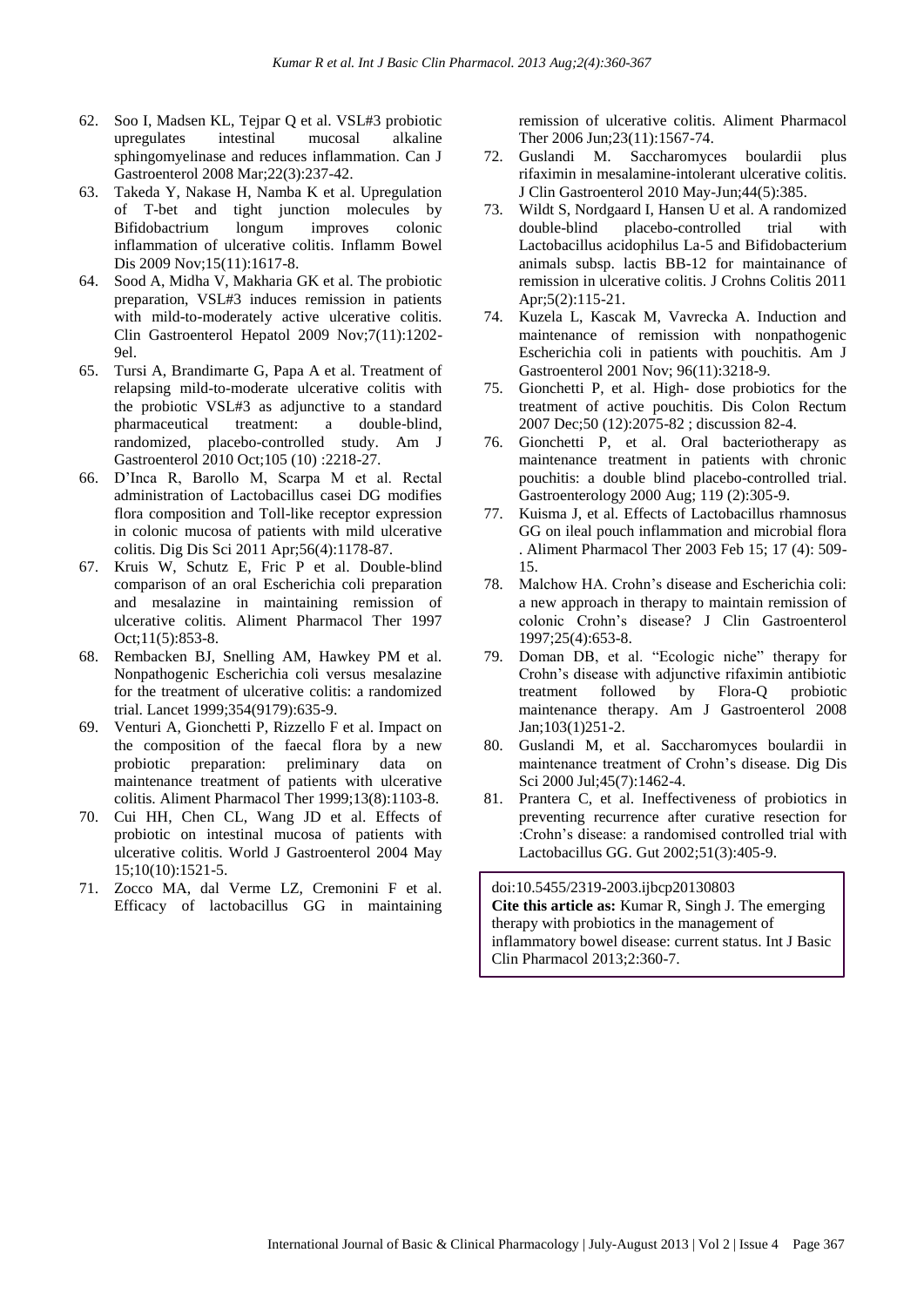62. Soo I, Madsen KL, Tejpar Q et al. VSL#3 probiotic upregulates intestinal mucosal alkaline sphingomyelinase and reduces inflammation. Can J Gastroenterol 2008 Mar;22(3):237-42.
63. Takeda Y, Nakase H, Namba K et al. Upregulation of T-bet and tight junction molecules by Bifidobactrium longum improves colonic inflammation of ulcerative colitis. Inflamm Bowel Dis 2009 Nov;15(11):1617-8.
64. Sood A, Midha V, Makharia GK et al. The probiotic preparation, VSL#3 induces remission in patients with mild-to-moderately active ulcerative colitis. Clin Gastroenterol Hepatol 2009 Nov;7(11):1202-9el.
65. Tursi A, Brandimarte G, Papa A et al. Treatment of relapsing mild-to-moderate ulcerative colitis with the probiotic VSL#3 as adjunctive to a standard pharmaceutical treatment: a double-blind, randomized, placebo-controlled study. Am J Gastroenterol 2010 Oct;105 (10) :2218-27.
66. D'Inca R, Barollo M, Scarpa M et al. Rectal administration of Lactobacillus casei DG modifies flora composition and Toll-like receptor expression in colonic mucosa of patients with mild ulcerative colitis. Dig Dis Sci 2011 Apr;56(4):1178-87.
67. Kruis W, Schutz E, Fric P et al. Double-blind comparison of an oral Escherichia coli preparation and mesalazine in maintaining remission of ulcerative colitis. Aliment Pharmacol Ther 1997 Oct;11(5):853-8.
68. Rembacken BJ, Snelling AM, Hawkey PM et al. Nonpathogenic Escherichia coli versus mesalazine for the treatment of ulcerative colitis: a randomized trial. Lancet 1999;354(9179):635-9.
69. Venturi A, Gionchetti P, Rizzello F et al. Impact on the composition of the faecal flora by a new probiotic preparation: preliminary data on maintenance treatment of patients with ulcerative colitis. Aliment Pharmacol Ther 1999;13(8):1103-8.
70. Cui HH, Chen CL, Wang JD et al. Effects of probiotic on intestinal mucosa of patients with ulcerative colitis. World J Gastroenterol 2004 May 15;10(10):1521-5.
71. Zocco MA, dal Verme LZ, Cremonini F et al. Efficacy of lactobacillus GG in maintaining remission of ulcerative colitis. Aliment Pharmacol Ther 2006 Jun;23(11):1567-74.
72. Guslandi M. Saccharomyces boulardii plus rifaximin in mesalamine-intolerant ulcerative colitis. J Clin Gastroenterol 2010 May-Jun;44(5):385.
73. Wildt S, Nordgaard I, Hansen U et al. A randomized double-blind placebo-controlled trial with Lactobacillus acidophilus La-5 and Bifidobacterium animals subsp. lactis BB-12 for maintainance of remission in ulcerative colitis. J Crohns Colitis 2011 Apr;5(2):115-21.
74. Kuzela L, Kascak M, Vavrecka A. Induction and maintenance of remission with nonpathogenic Escherichia coli in patients with pouchitis. Am J Gastroenterol 2001 Nov; 96(11):3218-9.
75. Gionchetti P, et al. High- dose probiotics for the treatment of active pouchitis. Dis Colon Rectum 2007 Dec;50 (12):2075-82 ; discussion 82-4.
76. Gionchetti P, et al. Oral bacteriotherapy as maintenance treatment in patients with chronic pouchitis: a double blind placebo-controlled trial. Gastroenterology 2000 Aug; 119 (2):305-9.
77. Kuisma J, et al. Effects of Lactobacillus rhamnosus GG on ileal pouch inflammation and microbial flora . Aliment Pharmacol Ther 2003 Feb 15; 17 (4): 509-15.
78. Malchow HA. Crohn's disease and Escherichia coli: a new approach in therapy to maintain remission of colonic Crohn's disease? J Clin Gastroenterol 1997;25(4):653-8.
79. Doman DB, et al. "Ecologic niche" therapy for Crohn's disease with adjunctive rifaximin antibiotic treatment followed by Flora-Q probiotic maintenance therapy. Am J Gastroenterol 2008 Jan;103(1)251-2.
80. Guslandi M, et al. Saccharomyces boulardii in maintenance treatment of Crohn's disease. Dig Dis Sci 2000 Jul;45(7):1462-4.
81. Prantera C, et al. Ineffectiveness of probiotics in preventing recurrence after curative resection for :Crohn's disease: a randomised controlled trial with Lactobacillus GG. Gut 2002;51(3):405-9.

doi:10.5455/2319-2003.ijbcp20130803
**Cite this article as:** Kumar R, Singh J. The emerging therapy with probiotics in the management of inflammatory bowel disease: current status. Int J Basic Clin Pharmacol 2013;2:360-7.